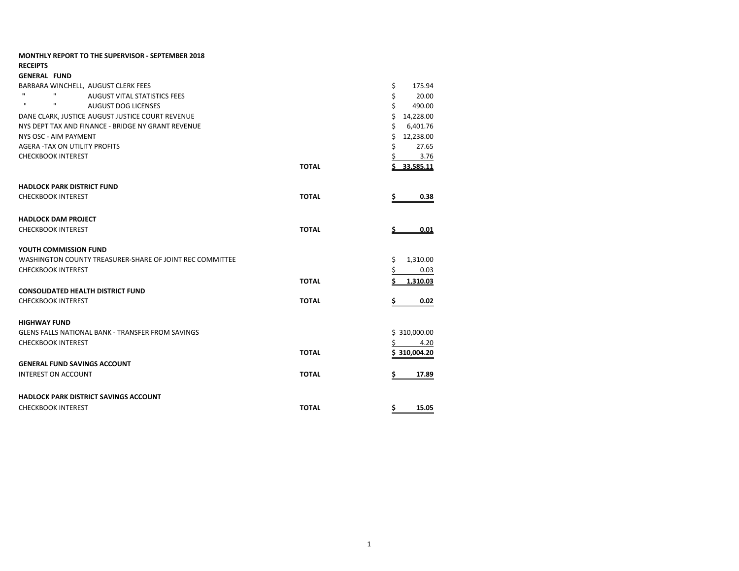**MONTHLY REPORT TO THE SUPERVISOR - SEPTEMBER 2018**

**RECEIPTS**

| Description | | Amount |
|---|---|---|
| **GENERAL FUND** | | |
| BARBARA WINCHELL, AUGUST CLERK FEES | | $ 175.94 |
| " " AUGUST VITAL STATISTICS FEES | | $ 20.00 |
| " " AUGUST DOG LICENSES | | $ 490.00 |
| DANE CLARK, JUSTICE AUGUST JUSTICE COURT REVENUE | | $ 14,228.00 |
| NYS DEPT TAX AND FINANCE - BRIDGE NY GRANT REVENUE | | $ 6,401.76 |
| NYS OSC - AIM PAYMENT | | $ 12,238.00 |
| AGERA -TAX ON UTILITY PROFITS | | $ 27.65 |
| CHECKBOOK INTEREST | | $ 3.76 |
| | **TOTAL** | **$ 33,585.11** |
| **HADLOCK PARK DISTRICT FUND** | | |
| CHECKBOOK INTEREST | **TOTAL** | **$ 0.38** |
| **HADLOCK DAM PROJECT** | | |
| CHECKBOOK INTEREST | **TOTAL** | **$ 0.01** |
| **YOUTH COMMISSION FUND** | | |
| WASHINGTON COUNTY TREASURER-SHARE OF JOINT REC COMMITTEE | | $ 1,310.00 |
| CHECKBOOK INTEREST | | $ 0.03 |
| | **TOTAL** | **$ 1,310.03** |
| **CONSOLIDATED HEALTH DISTRICT FUND** | | |
| CHECKBOOK INTEREST | **TOTAL** | **$ 0.02** |
| **HIGHWAY FUND** | | |
| GLENS FALLS NATIONAL BANK - TRANSFER FROM SAVINGS | | $ 310,000.00 |
| CHECKBOOK INTEREST | | $ 4.20 |
| | **TOTAL** | **$ 310,004.20** |
| **GENERAL FUND SAVINGS ACCOUNT** | | |
| INTEREST ON ACCOUNT | **TOTAL** | **$ 17.89** |
| **HADLOCK PARK DISTRICT SAVINGS ACCOUNT** | | |
| CHECKBOOK INTEREST | **TOTAL** | **$ 15.05** |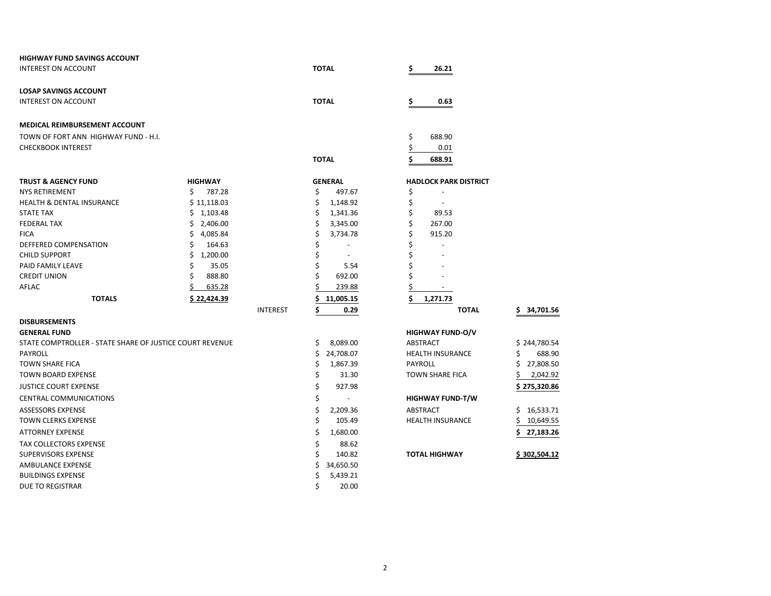**HIGHWAY FUND SAVINGS ACCOUNT**

| | | |
|---|---|---|
| INTEREST ON ACCOUNT | **TOTAL** | **$ 26.21** |

**LOSAP SAVINGS ACCOUNT**

| | | |
|---|---|---|
| INTEREST ON ACCOUNT | **TOTAL** | **$ 0.63** |

**MEDICAL REIMBURSEMENT ACCOUNT**

| | | |
|---|---|---|
| TOWN OF FORT ANN HIGHWAY FUND - H.I. | | $ 688.90 |
| CHECKBOOK INTEREST | | $ 0.01 |
| | **TOTAL** | **$ 688.91** |

| **TRUST & AGENCY FUND** | **HIGHWAY** | | **GENERAL** | **HADLOCK PARK DISTRICT** | |
|---|---|---|---|---|---|
| NYS RETIREMENT | $ 787.28 | | $ 497.67 | $ - | |
| HEALTH & DENTAL INSURANCE | $ 11,118.03 | | $ 1,148.92 | $ - | |
| STATE TAX | $ 1,103.48 | | $ 1,341.36 | $ 89.53 | |
| FEDERAL TAX | $ 2,406.00 | | $ 3,345.00 | $ 267.00 | |
| FICA | $ 4,085.84 | | $ 3,734.78 | $ 915.20 | |
| DEFFERED COMPENSATION | $ 164.63 | | $ - | $ - | |
| CHILD SUPPORT | $ 1,200.00 | | $ - | $ - | |
| PAID FAMILY LEAVE | $ 35.05 | | $ 5.54 | $ - | |
| CREDIT UNION | $ 888.80 | | $ 692.00 | $ - | |
| AFLAC | $ 635.28 | | $ 239.88 | $ - | |
| **TOTALS** | **$ 22,424.39** | | **$ 11,005.15** | **$ 1,271.73** | |
| | | INTEREST | **$ 0.29** | **TOTAL** | **$ 34,701.56** |

**DISBURSEMENTS**

**GENERAL FUND**

| | |
|---|---|
| STATE COMPTROLLER - STATE SHARE OF JUSTICE COURT REVENUE | $ 8,089.00 |
| PAYROLL | $ 24,708.07 |
| TOWN SHARE FICA | $ 1,867.39 |
| TOWN BOARD EXPENSE | $ 31.30 |
| JUSTICE COURT EXPENSE | $ 927.98 |
| CENTRAL COMMUNICATIONS | $ - |
| ASSESSORS EXPENSE | $ 2,209.36 |
| TOWN CLERKS EXPENSE | $ 105.49 |
| ATTORNEY EXPENSE | $ 1,680.00 |
| TAX COLLECTORS EXPENSE | $ 88.62 |
| SUPERVISORS EXPENSE | $ 140.82 |
| AMBULANCE EXPENSE | $ 34,650.50 |
| BUILDINGS EXPENSE | $ 5,439.21 |
| DUE TO REGISTRAR | $ 20.00 |

**HIGHWAY FUND-O/V**

| | |
|---|---|
| ABSTRACT | $ 244,780.54 |
| HEALTH INSURANCE | $ 688.90 |
| PAYROLL | $ 27,808.50 |
| TOWN SHARE FICA | $ 2,042.92 |
| | **$ 275,320.86** |

**HIGHWAY FUND-T/W**

| | |
|---|---|
| ABSTRACT | $ 16,533.71 |
| HEALTH INSURANCE | $ 10,649.55 |
| | **$ 27,183.26** |

| | |
|---|---|
| **TOTAL HIGHWAY** | **$ 302,504.12** |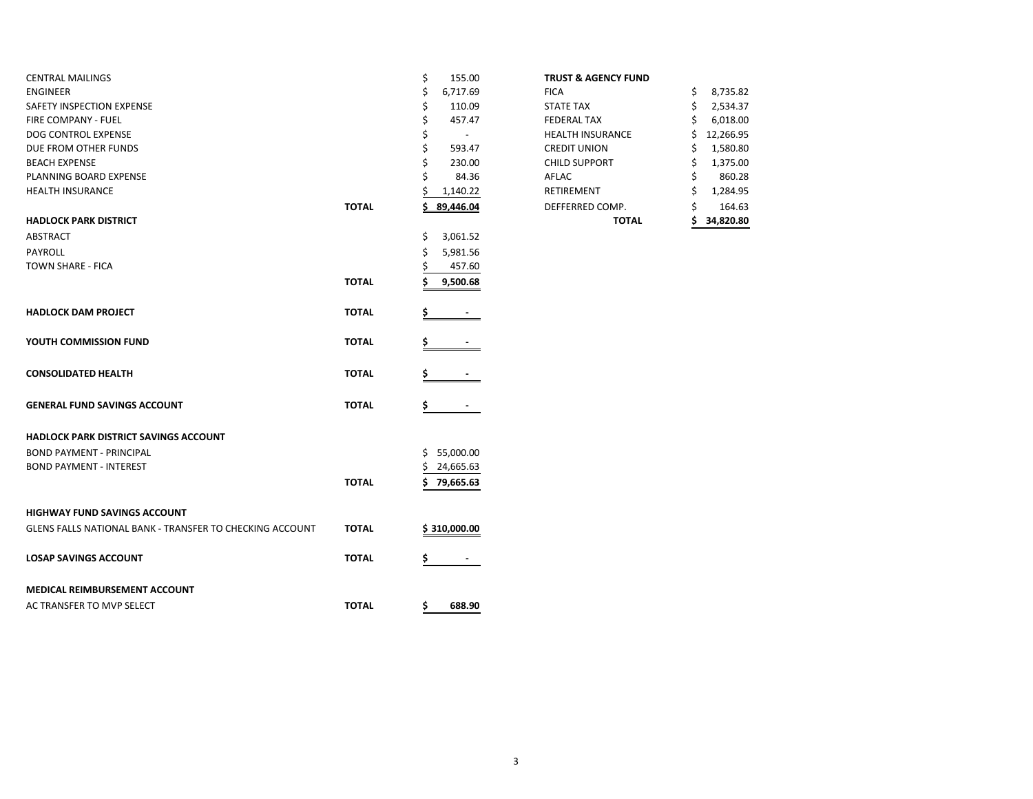| | | |
|---|---|---|
| CENTRAL MAILINGS | | $ 155.00 |
| ENGINEER | | $ 6,717.69 |
| SAFETY INSPECTION EXPENSE | | $ 110.09 |
| FIRE COMPANY - FUEL | | $ 457.47 |
| DOG CONTROL EXPENSE | | $ - |
| DUE FROM OTHER FUNDS | | $ 593.47 |
| BEACH EXPENSE | | $ 230.00 |
| PLANNING BOARD EXPENSE | | $ 84.36 |
| HEALTH INSURANCE | | $ 1,140.22 |
| | **TOTAL** | **$ 89,446.04** |
| **HADLOCK PARK DISTRICT** | | |
| ABSTRACT | | $ 3,061.52 |
| PAYROLL | | $ 5,981.56 |
| TOWN SHARE - FICA | | $ 457.60 |
| | **TOTAL** | **$ 9,500.68** |
| **HADLOCK DAM PROJECT** | **TOTAL** | **$ -** |
| **YOUTH COMMISSION FUND** | **TOTAL** | **$ -** |
| **CONSOLIDATED HEALTH** | **TOTAL** | **$ -** |
| **GENERAL FUND SAVINGS ACCOUNT** | **TOTAL** | **$ -** |
| **HADLOCK PARK DISTRICT SAVINGS ACCOUNT** | | |
| BOND PAYMENT - PRINCIPAL | | $ 55,000.00 |
| BOND PAYMENT - INTEREST | | $ 24,665.63 |
| | **TOTAL** | **$ 79,665.63** |
| **HIGHWAY FUND SAVINGS ACCOUNT** | | |
| GLENS FALLS NATIONAL BANK - TRANSFER TO CHECKING ACCOUNT | **TOTAL** | **$ 310,000.00** |
| **LOSAP SAVINGS ACCOUNT** | **TOTAL** | **$ -** |
| **MEDICAL REIMBURSEMENT ACCOUNT** | | |
| AC TRANSFER TO MVP SELECT | **TOTAL** | **$ 688.90** |

| **TRUST & AGENCY FUND** | |
|---|---|
| FICA | $ 8,735.82 |
| STATE TAX | $ 2,534.37 |
| FEDERAL TAX | $ 6,018.00 |
| HEALTH INSURANCE | $ 12,266.95 |
| CREDIT UNION | $ 1,580.80 |
| CHILD SUPPORT | $ 1,375.00 |
| AFLAC | $ 860.28 |
| RETIREMENT | $ 1,284.95 |
| DEFFERRED COMP. | $ 164.63 |
| **TOTAL** | **$ 34,820.80** |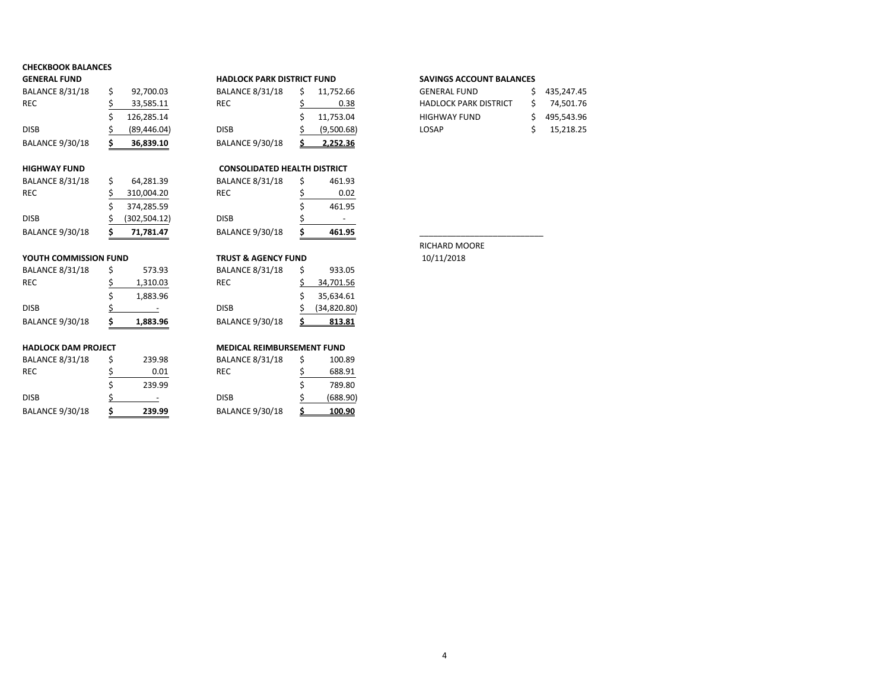**CHECKBOOK BALANCES**

**GENERAL FUND**

| | | |
|---|---|---|
| BALANCE 8/31/18 | $ | 92,700.03 |
| REC | $ | 33,585.11 |
| | $ | 126,285.14 |
| DISB | $ | (89,446.04) |
| BALANCE 9/30/18 | **$** | **36,839.10** |

**HADLOCK PARK DISTRICT FUND**

| | | |
|---|---|---|
| BALANCE 8/31/18 | $ | 11,752.66 |
| REC | $ | 0.38 |
| | $ | 11,753.04 |
| DISB | $ | (9,500.68) |
| BALANCE 9/30/18 | **$** | **2,252.36** |

**SAVINGS ACCOUNT BALANCES**

| | | |
|---|---|---|
| GENERAL FUND | $ | 435,247.45 |
| HADLOCK PARK DISTRICT | $ | 74,501.76 |
| HIGHWAY FUND | $ | 495,543.96 |
| LOSAP | $ | 15,218.25 |

**HIGHWAY FUND**

| | | |
|---|---|---|
| BALANCE 8/31/18 | $ | 64,281.39 |
| REC | $ | 310,004.20 |
| | $ | 374,285.59 |
| DISB | $ | (302,504.12) |
| BALANCE 9/30/18 | **$** | **71,781.47** |

**CONSOLIDATED HEALTH DISTRICT**

| | | |
|---|---|---|
| BALANCE 8/31/18 | $ | 461.93 |
| REC | $ | 0.02 |
| | $ | 461.95 |
| DISB | $ | - |
| BALANCE 9/30/18 | **$** | **461.95** |

___________________________

RICHARD MOORE

10/11/2018

**YOUTH COMMISSION FUND**

| | | |
|---|---|---|
| BALANCE 8/31/18 | $ | 573.93 |
| REC | $ | 1,310.03 |
| | $ | 1,883.96 |
| DISB | $ | - |
| BALANCE 9/30/18 | **$** | **1,883.96** |

**TRUST & AGENCY FUND**

| | | |
|---|---|---|
| BALANCE 8/31/18 | $ | 933.05 |
| REC | $ | 34,701.56 |
| | $ | 35,634.61 |
| DISB | $ | (34,820.80) |
| BALANCE 9/30/18 | **$** | **813.81** |

**HADLOCK DAM PROJECT**

| | | |
|---|---|---|
| BALANCE 8/31/18 | $ | 239.98 |
| REC | $ | 0.01 |
| | $ | 239.99 |
| DISB | $ | - |
| BALANCE 9/30/18 | **$** | **239.99** |

**MEDICAL REIMBURSEMENT FUND**

| | | |
|---|---|---|
| BALANCE 8/31/18 | $ | 100.89 |
| REC | $ | 688.91 |
| | $ | 789.80 |
| DISB | $ | (688.90) |
| BALANCE 9/30/18 | **$** | **100.90** |